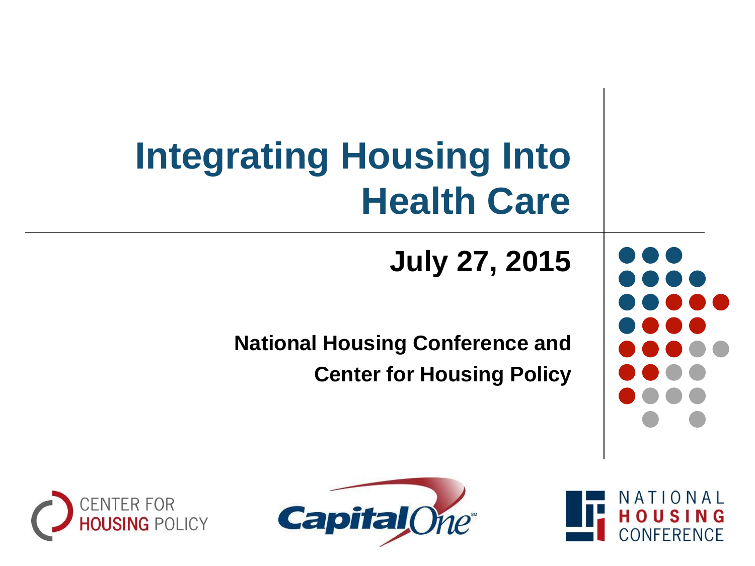# Integrating Housing Into Health Care

## July 27, 2015

**National Housing Conference and Center for Housing Policy**

CENTER FOR HOUSING POLICY

Capital One

NATIONAL HOUSING CONFERENCE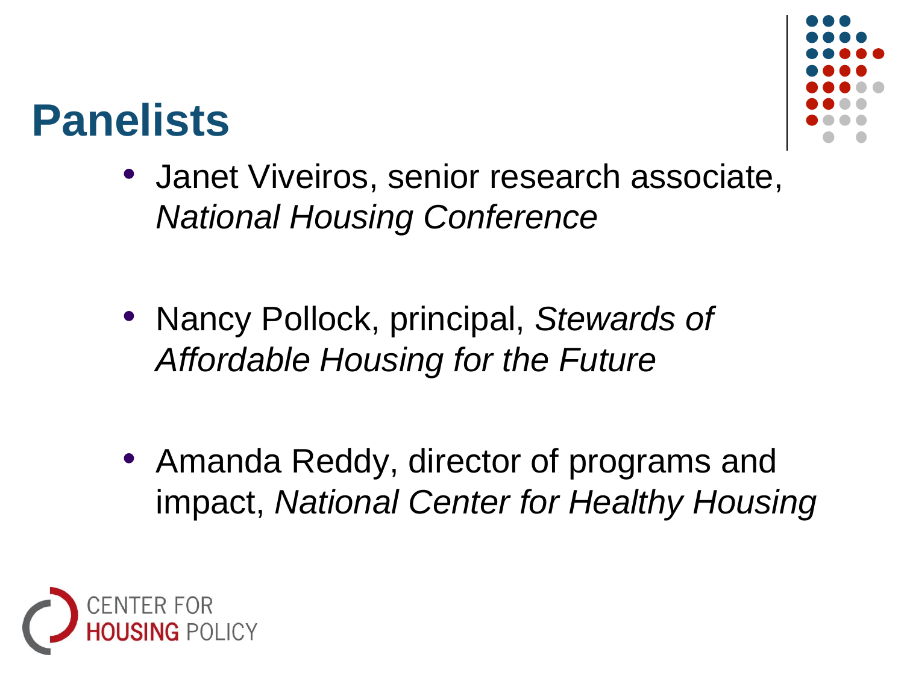# Panelists

- Janet Viveiros, senior research associate, *National Housing Conference*
- Nancy Pollock, principal, *Stewards of Affordable Housing for the Future*
- Amanda Reddy, director of programs and impact, *National Center for Healthy Housing*

CENTER FOR HOUSING POLICY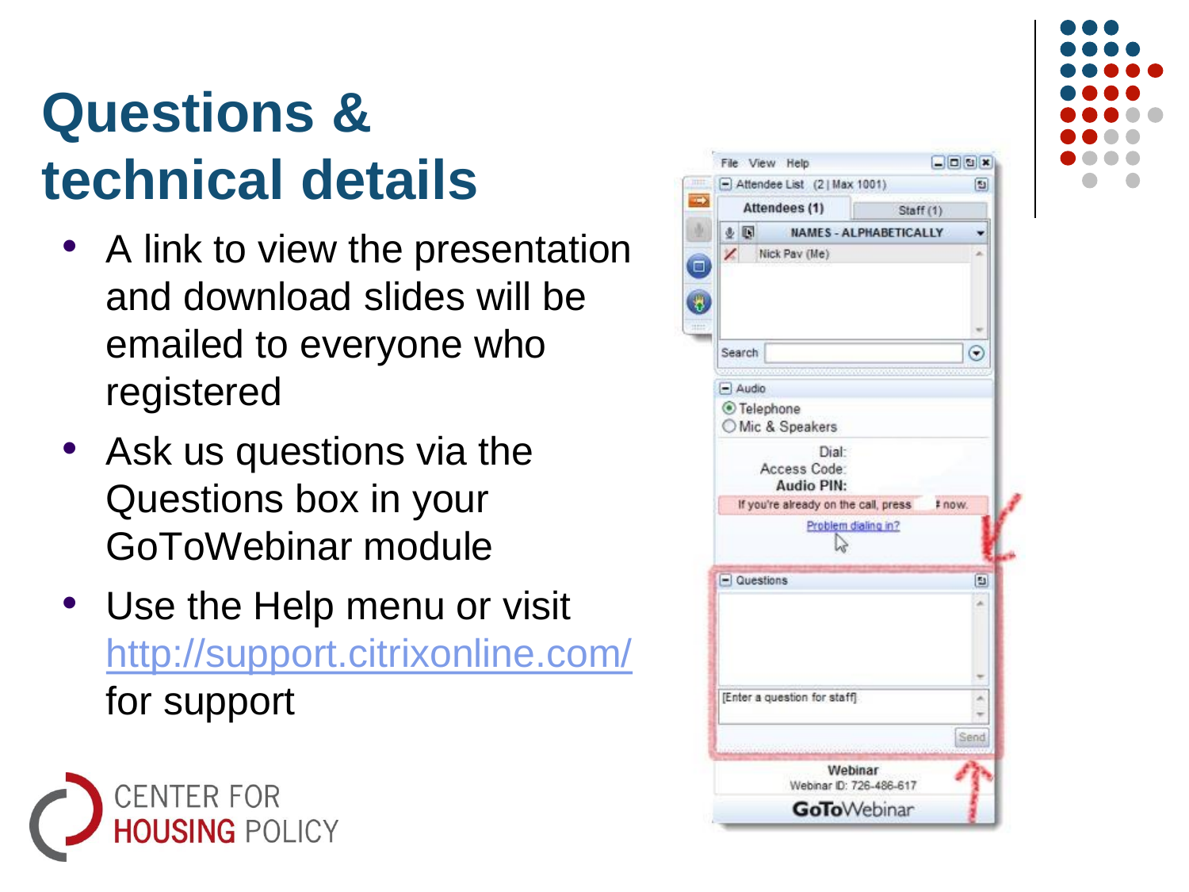# Questions & technical details

- A link to view the presentation and download slides will be emailed to everyone who registered
- Ask us questions via the Questions box in your GoToWebinar module
- Use the Help menu or visit http://support.citrixonline.com/ for support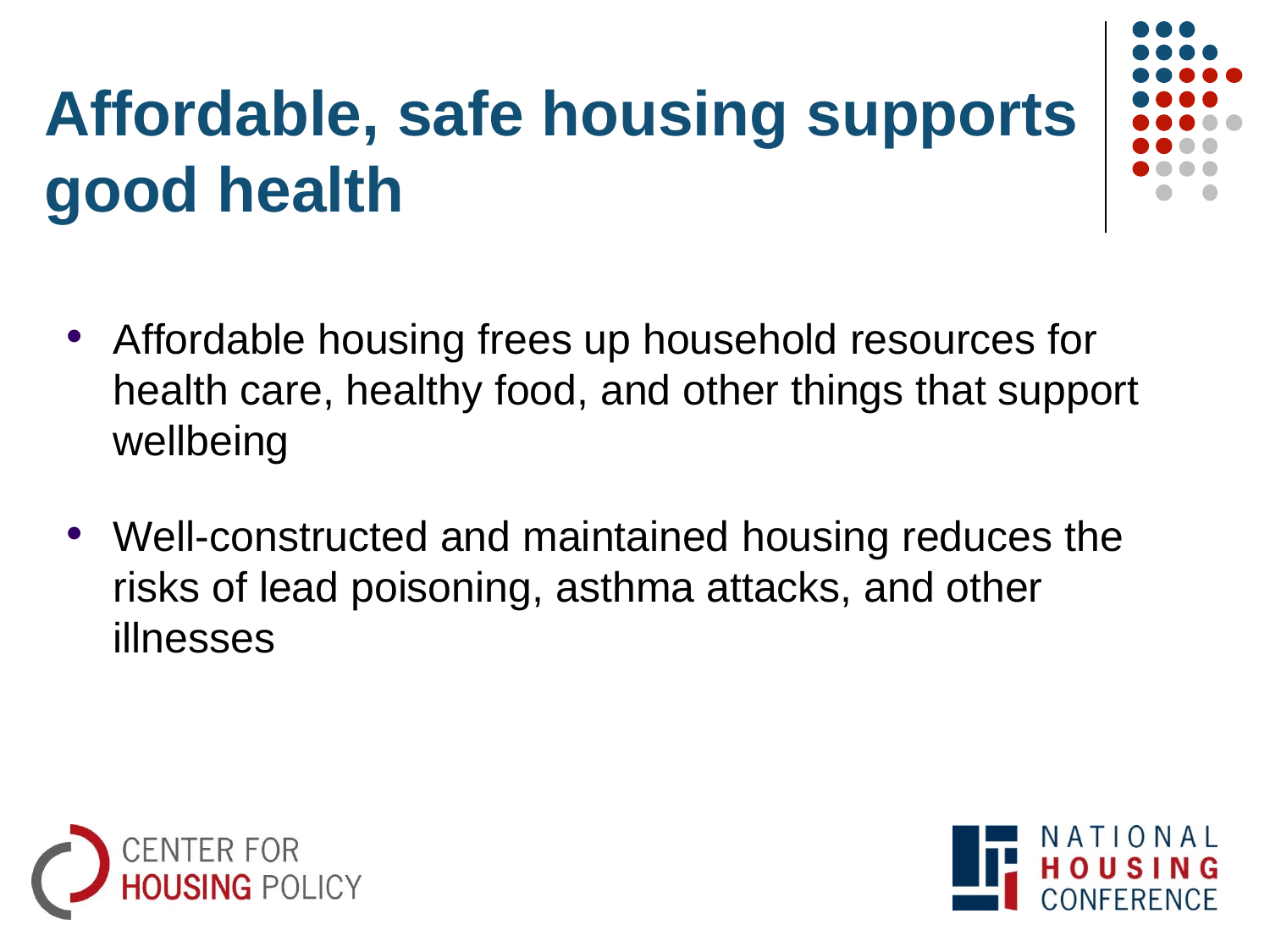# Affordable, safe housing supports good health

- Affordable housing frees up household resources for health care, healthy food, and other things that support wellbeing
- Well-constructed and maintained housing reduces the risks of lead poisoning, asthma attacks, and other illnesses

CENTER FOR HOUSING POLICY

NATIONAL HOUSING CONFERENCE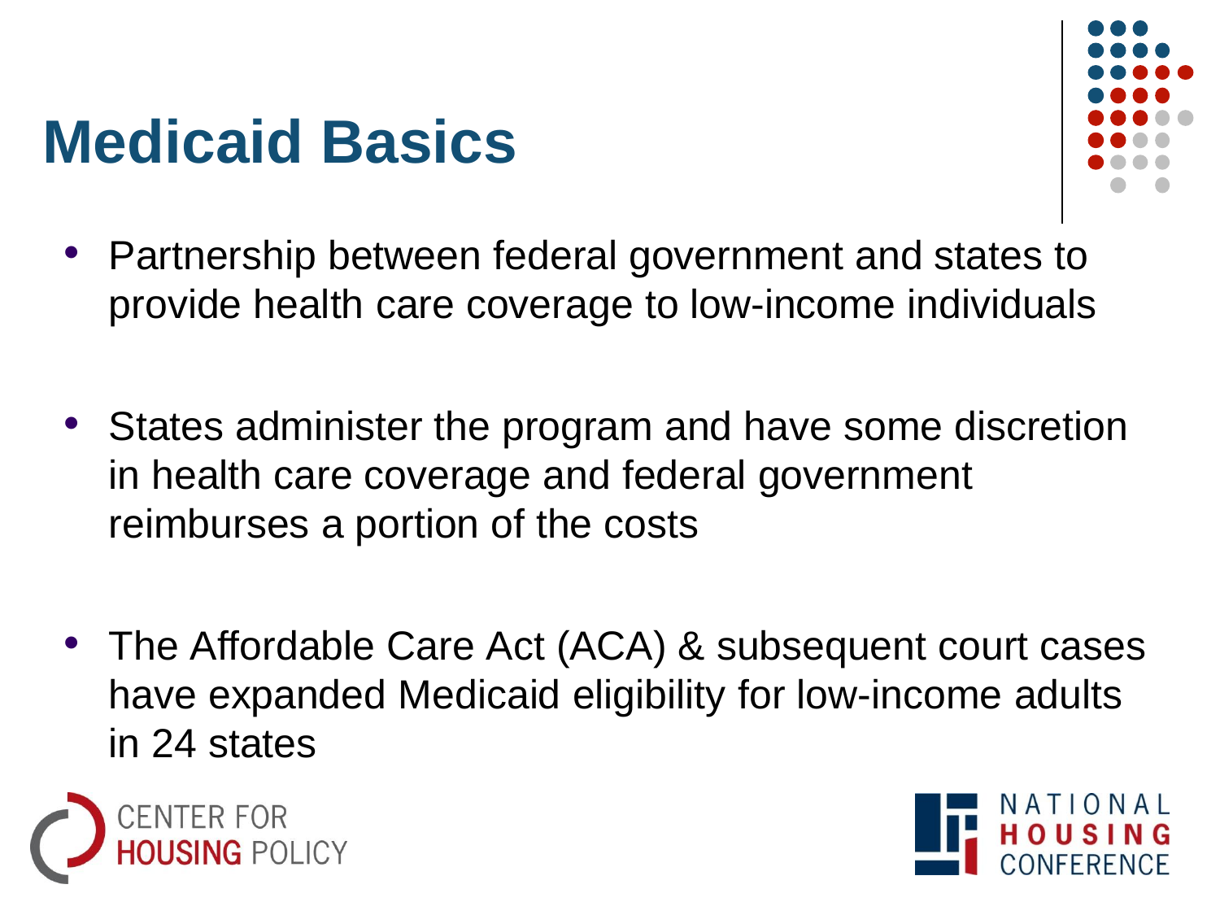# Medicaid Basics

- Partnership between federal government and states to provide health care coverage to low-income individuals
- States administer the program and have some discretion in health care coverage and federal government reimburses a portion of the costs
- The Affordable Care Act (ACA) & subsequent court cases have expanded Medicaid eligibility for low-income adults in 24 states

CENTER FOR HOUSING POLICY

NATIONAL HOUSING CONFERENCE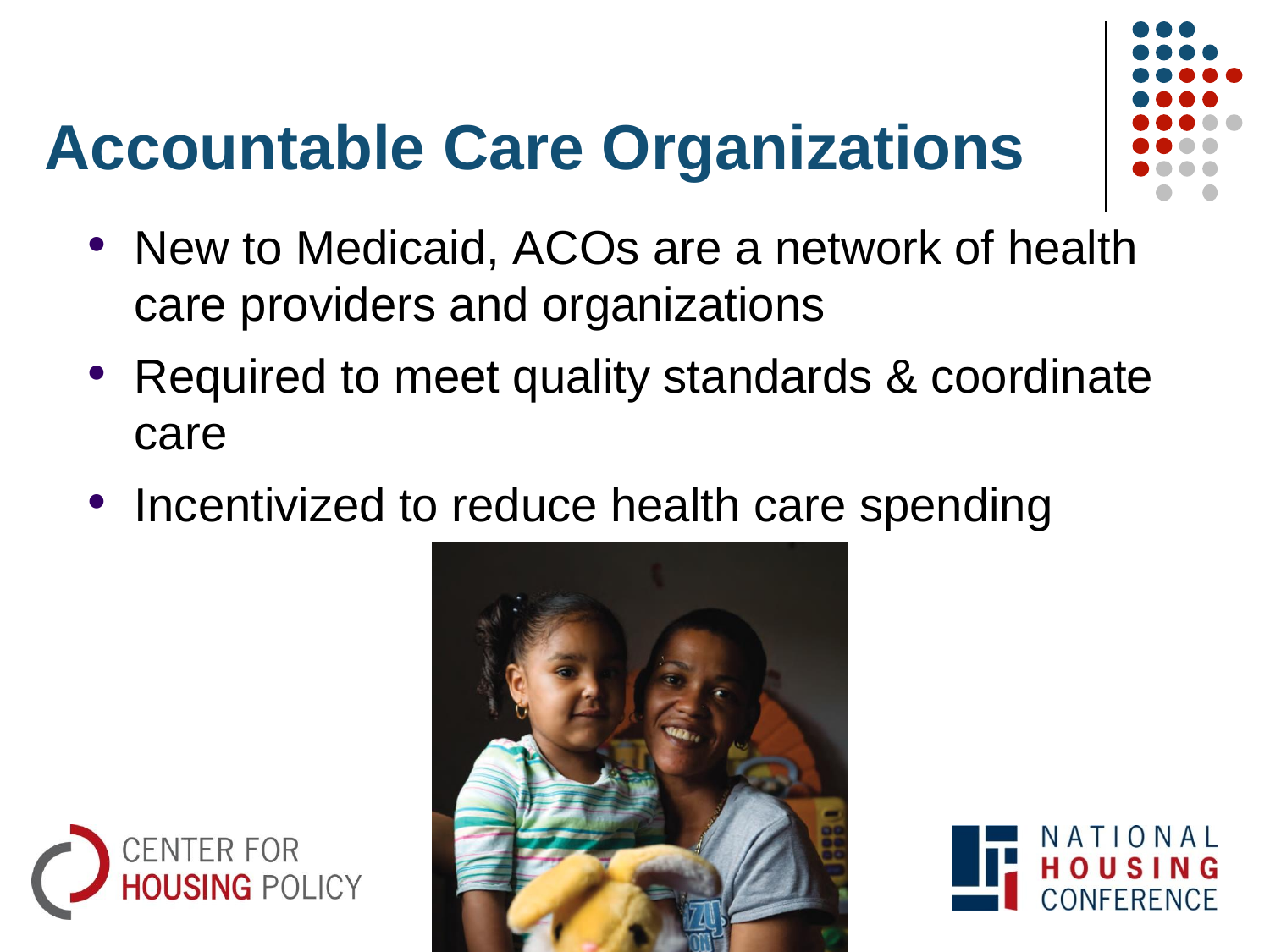# Accountable Care Organizations

- New to Medicaid, ACOs are a network of health care providers and organizations
- Required to meet quality standards & coordinate care
- Incentivized to reduce health care spending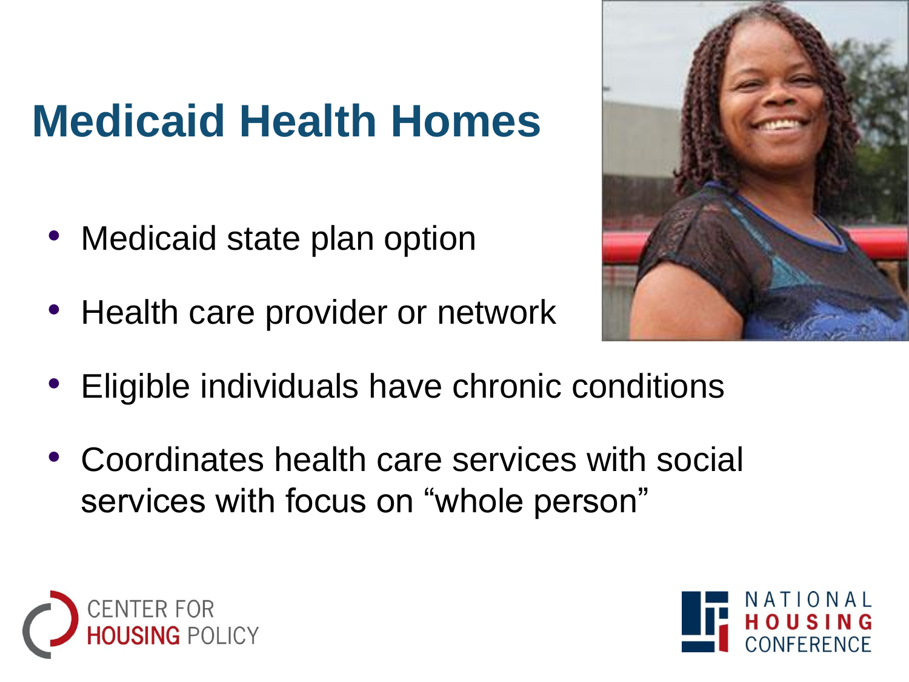# Medicaid Health Homes

- Medicaid state plan option
- Health care provider or network
- Eligible individuals have chronic conditions
- Coordinates health care services with social services with focus on "whole person"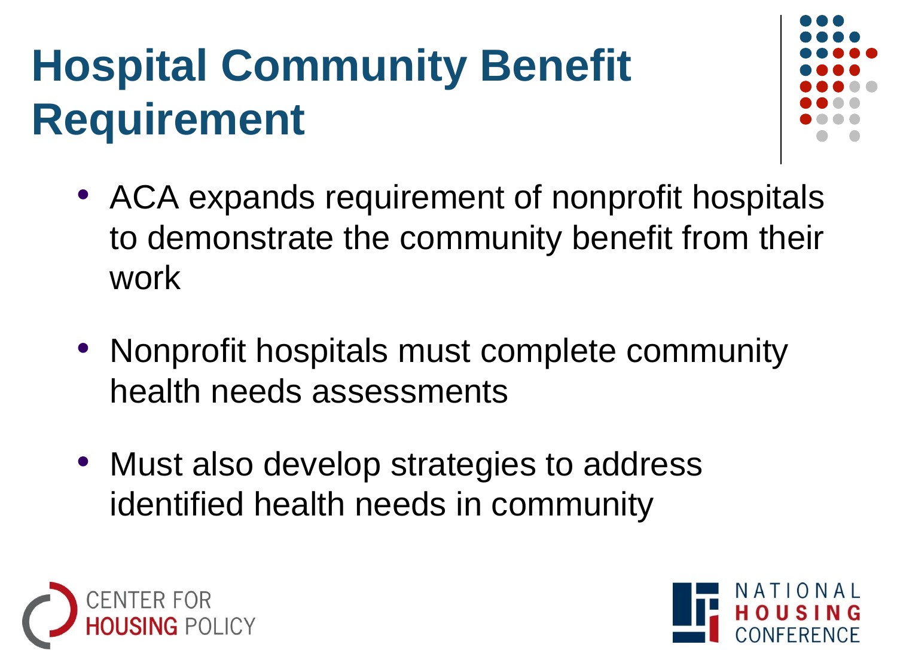# Hospital Community Benefit Requirement

- ACA expands requirement of nonprofit hospitals to demonstrate the community benefit from their work
- Nonprofit hospitals must complete community health needs assessments
- Must also develop strategies to address identified health needs in community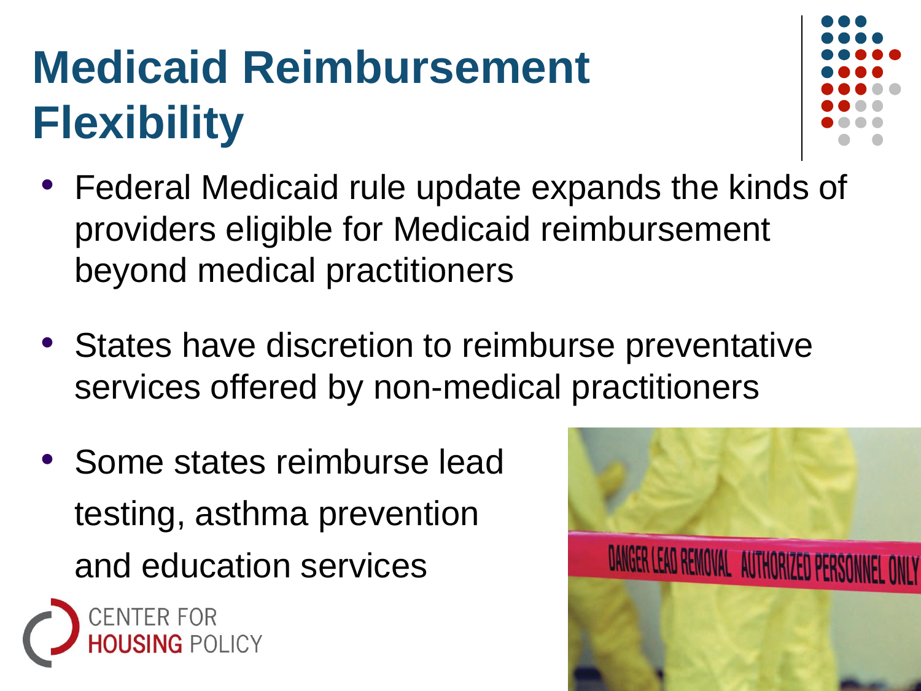# Medicaid Reimbursement Flexibility

- Federal Medicaid rule update expands the kinds of providers eligible for Medicaid reimbursement beyond medical practitioners
- States have discretion to reimburse preventative services offered by non-medical practitioners
- Some states reimburse lead testing, asthma prevention and education services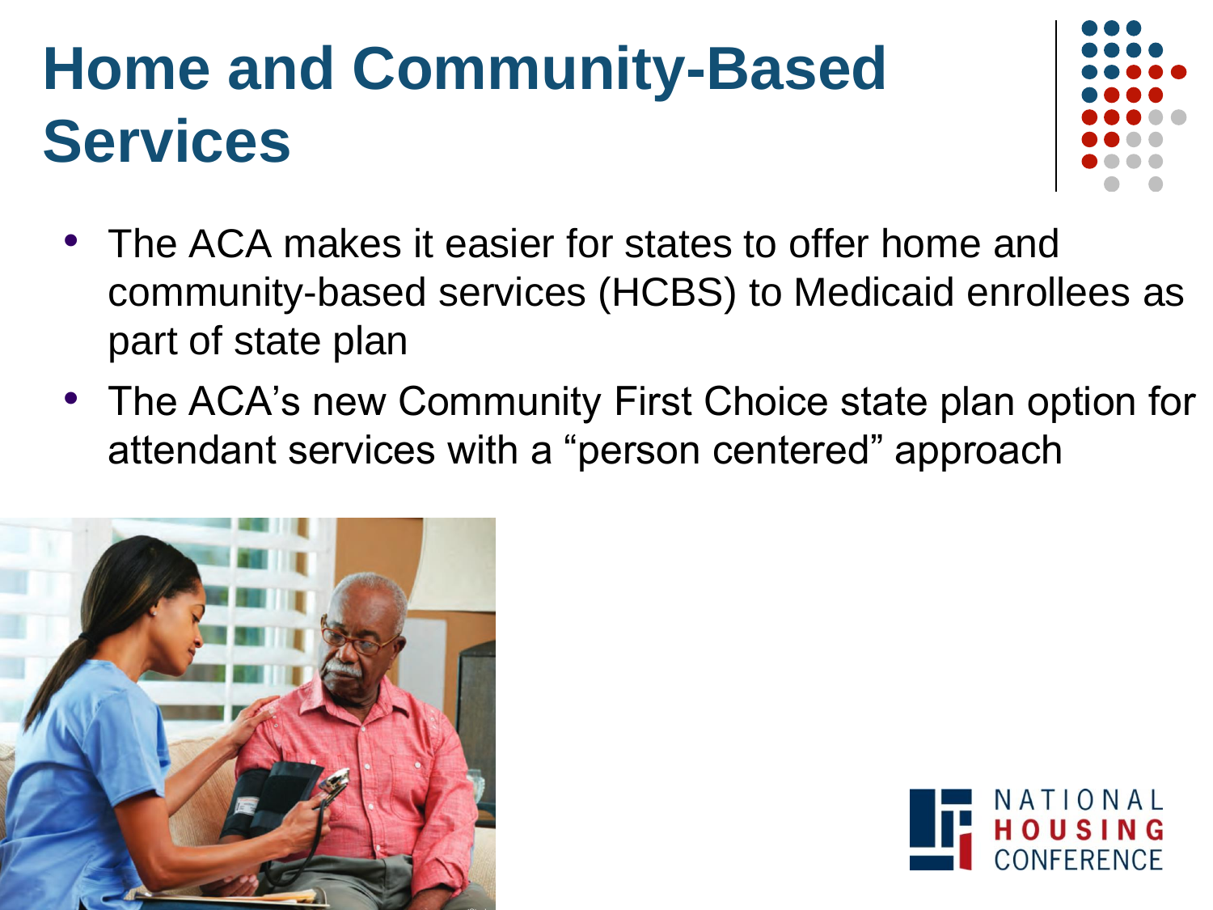# Home and Community-Based Services

- The ACA makes it easier for states to offer home and community-based services (HCBS) to Medicaid enrollees as part of state plan
- The ACA's new Community First Choice state plan option for attendant services with a "person centered" approach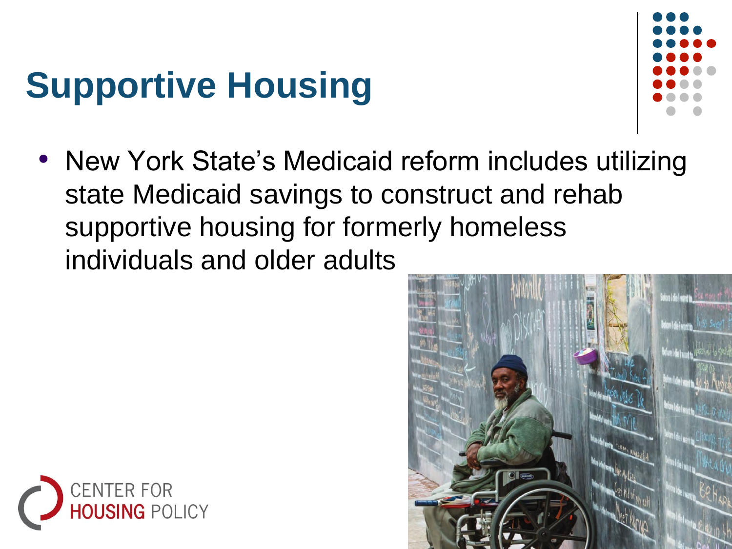# Supportive Housing

- New York State's Medicaid reform includes utilizing state Medicaid savings to construct and rehab supportive housing for formerly homeless individuals and older adults

CENTER FOR HOUSING POLICY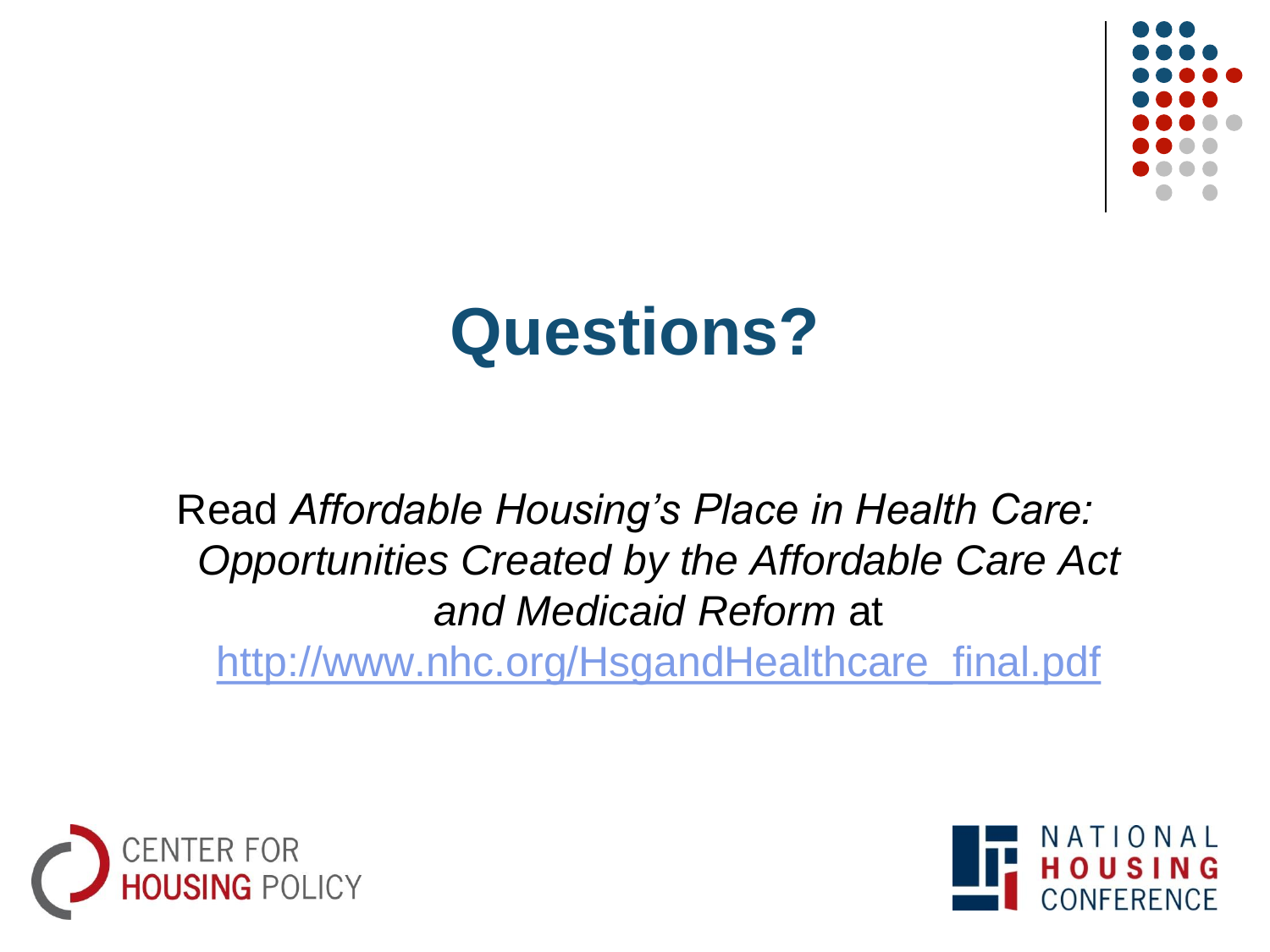# Questions?

Read *Affordable Housing's Place in Health Care: Opportunities Created by the Affordable Care Act and Medicaid Reform* at http://www.nhc.org/HsgandHealthcare_final.pdf

CENTER FOR HOUSING POLICY

NATIONAL HOUSING CONFERENCE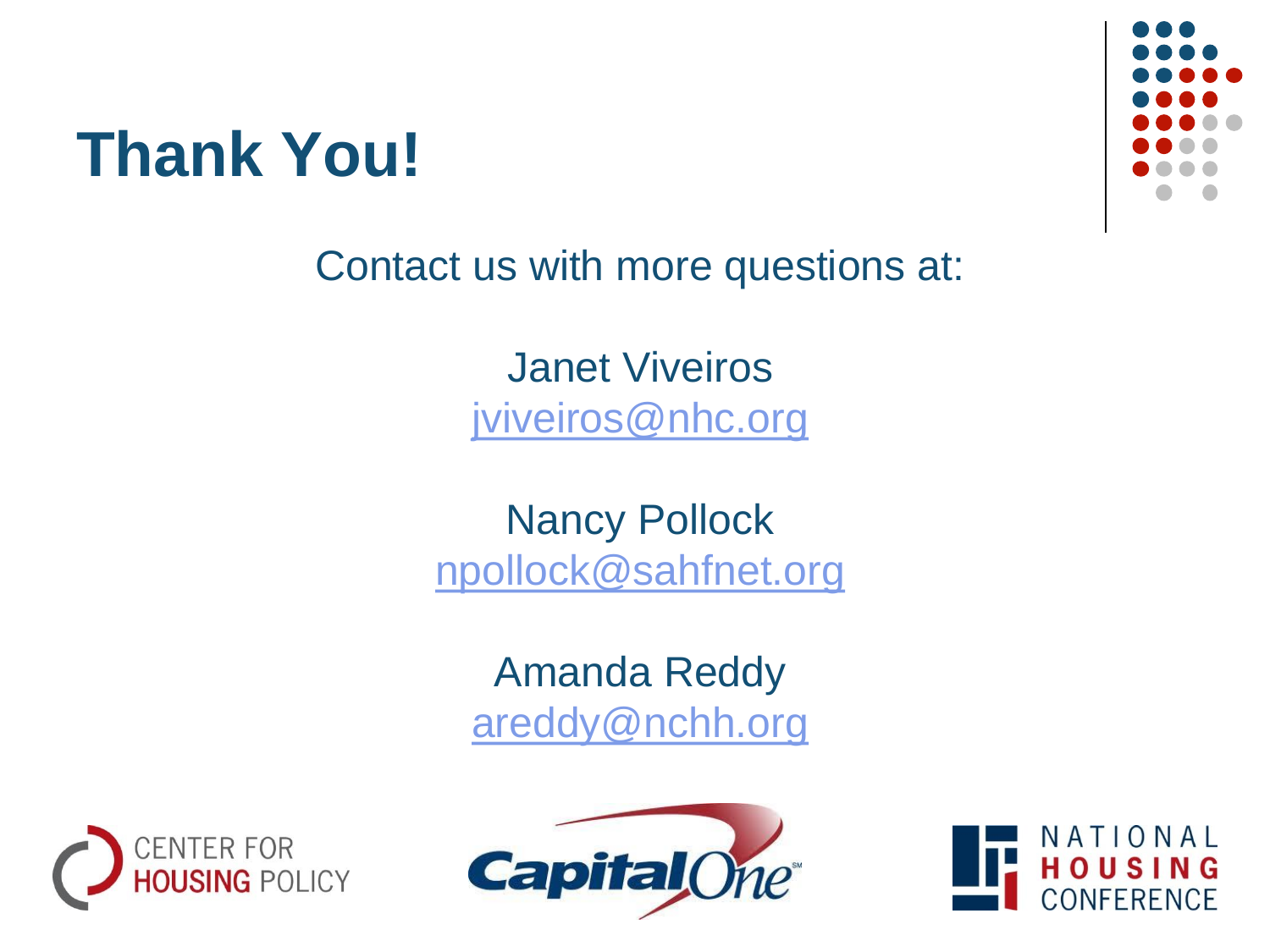# Thank You!

Contact us with more questions at:

Janet Viveiros
jviveiros@nhc.org

Nancy Pollock
npollock@sahfnet.org

Amanda Reddy
areddy@nchh.org

CENTER FOR HOUSING POLICY

Capital One

NATIONAL HOUSING CONFERENCE